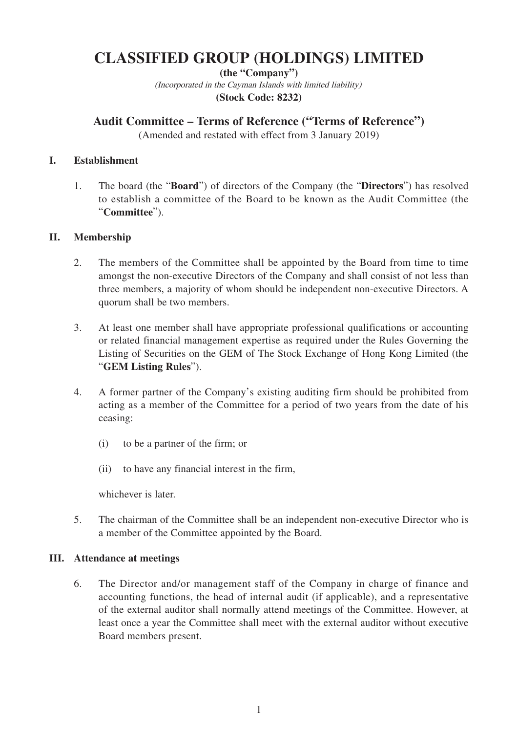# CLASSIFIED GROUP (HOLDINGS) LIMITED

**(the "Company")**

*(Incorporated in the Cayman Islands with limited liability)*

**(Stock Code: 8232)**

## Audit Committee – Terms of Reference ("Terms of Reference")

(Amended and restated with effect from 3 January 2019)

### I. Establishment

1. The board (the "**Board**") of directors of the Company (the "**Directors**") has resolved to establish a committee of the Board to be known as the Audit Committee (the "**Committee**").

### II. Membership

2. The members of the Committee shall be appointed by the Board from time to time amongst the non-executive Directors of the Company and shall consist of not less than three members, a majority of whom should be independent non-executive Directors. A quorum shall be two members.

3. At least one member shall have appropriate professional qualifications or accounting or related financial management expertise as required under the Rules Governing the Listing of Securities on the GEM of The Stock Exchange of Hong Kong Limited (the "**GEM Listing Rules**").

4. A former partner of the Company's existing auditing firm should be prohibited from acting as a member of the Committee for a period of two years from the date of his ceasing:

   (i) to be a partner of the firm; or

   (ii) to have any financial interest in the firm,

   whichever is later.

5. The chairman of the Committee shall be an independent non-executive Director who is a member of the Committee appointed by the Board.

### III. Attendance at meetings

6. The Director and/or management staff of the Company in charge of finance and accounting functions, the head of internal audit (if applicable), and a representative of the external auditor shall normally attend meetings of the Committee. However, at least once a year the Committee shall meet with the external auditor without executive Board members present.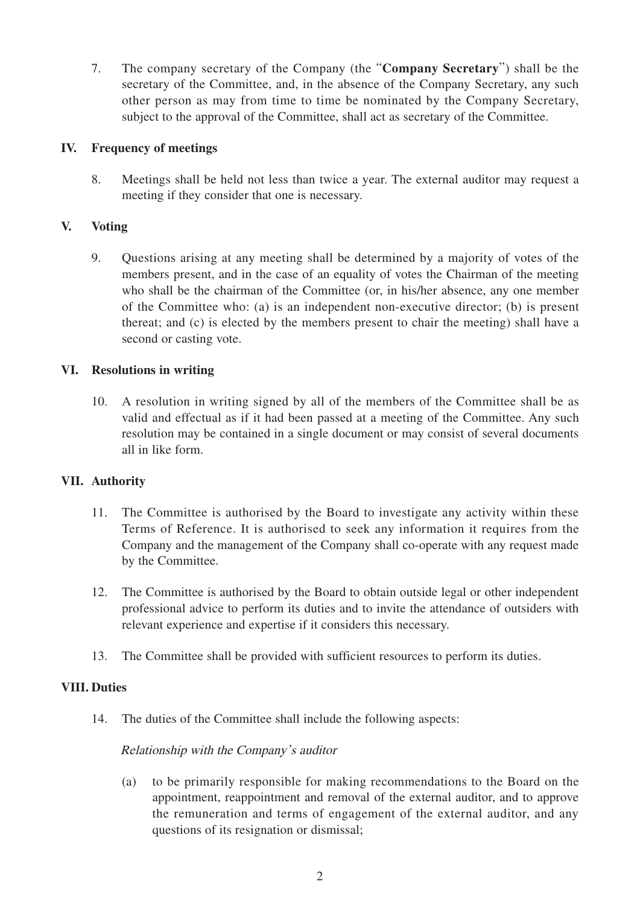7. The company secretary of the Company (the "**Company Secretary**") shall be the secretary of the Committee, and, in the absence of the Company Secretary, any such other person as may from time to time be nominated by the Company Secretary, subject to the approval of the Committee, shall act as secretary of the Committee.

## IV. Frequency of meetings

8. Meetings shall be held not less than twice a year. The external auditor may request a meeting if they consider that one is necessary.

## V. Voting

9. Questions arising at any meeting shall be determined by a majority of votes of the members present, and in the case of an equality of votes the Chairman of the meeting who shall be the chairman of the Committee (or, in his/her absence, any one member of the Committee who: (a) is an independent non-executive director; (b) is present thereat; and (c) is elected by the members present to chair the meeting) shall have a second or casting vote.

## VI. Resolutions in writing

10. A resolution in writing signed by all of the members of the Committee shall be as valid and effectual as if it had been passed at a meeting of the Committee. Any such resolution may be contained in a single document or may consist of several documents all in like form.

## VII. Authority

11. The Committee is authorised by the Board to investigate any activity within these Terms of Reference. It is authorised to seek any information it requires from the Company and the management of the Company shall co-operate with any request made by the Committee.

12. The Committee is authorised by the Board to obtain outside legal or other independent professional advice to perform its duties and to invite the attendance of outsiders with relevant experience and expertise if it considers this necessary.

13. The Committee shall be provided with sufficient resources to perform its duties.

## VIII. Duties

14. The duties of the Committee shall include the following aspects:

*Relationship with the Company's auditor*

(a) to be primarily responsible for making recommendations to the Board on the appointment, reappointment and removal of the external auditor, and to approve the remuneration and terms of engagement of the external auditor, and any questions of its resignation or dismissal;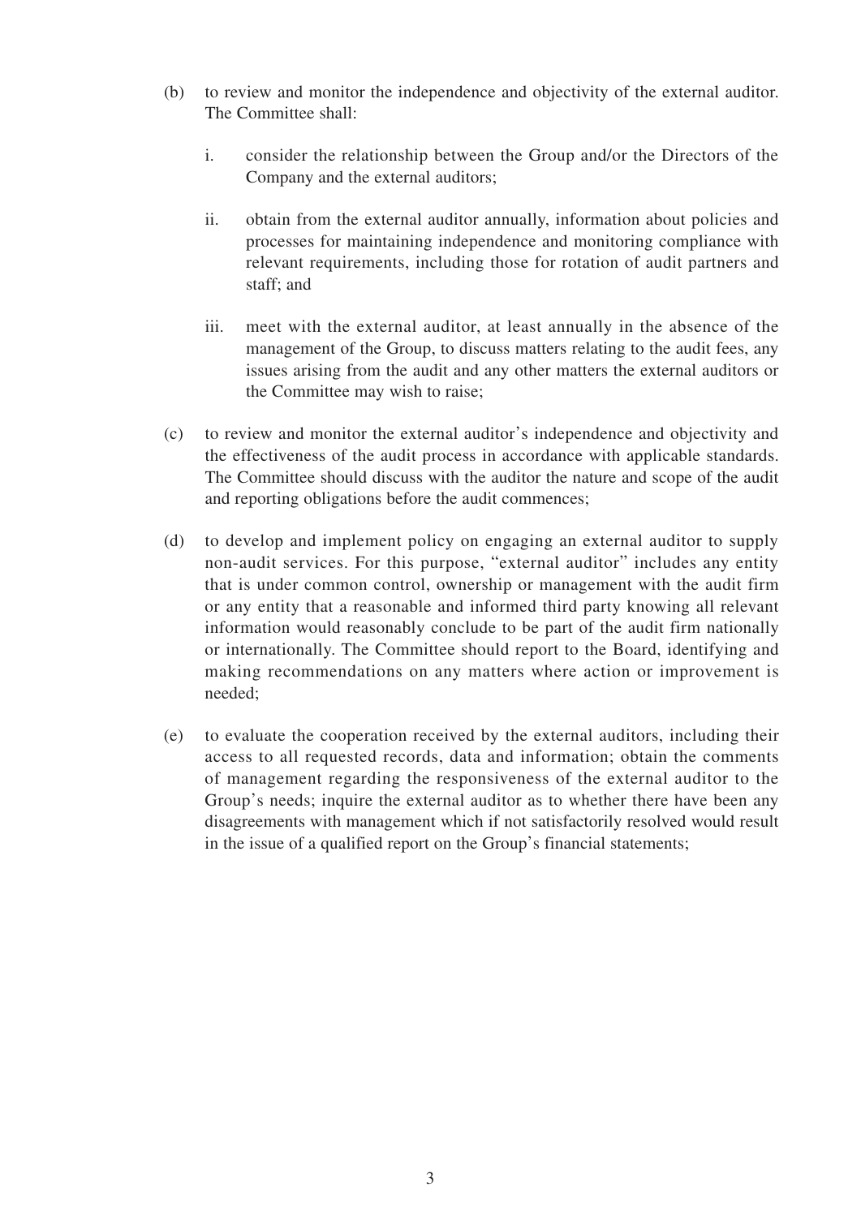(b) to review and monitor the independence and objectivity of the external auditor. The Committee shall:

   i. consider the relationship between the Group and/or the Directors of the Company and the external auditors;

   ii. obtain from the external auditor annually, information about policies and processes for maintaining independence and monitoring compliance with relevant requirements, including those for rotation of audit partners and staff; and

   iii. meet with the external auditor, at least annually in the absence of the management of the Group, to discuss matters relating to the audit fees, any issues arising from the audit and any other matters the external auditors or the Committee may wish to raise;

(c) to review and monitor the external auditor's independence and objectivity and the effectiveness of the audit process in accordance with applicable standards. The Committee should discuss with the auditor the nature and scope of the audit and reporting obligations before the audit commences;

(d) to develop and implement policy on engaging an external auditor to supply non-audit services. For this purpose, "external auditor" includes any entity that is under common control, ownership or management with the audit firm or any entity that a reasonable and informed third party knowing all relevant information would reasonably conclude to be part of the audit firm nationally or internationally. The Committee should report to the Board, identifying and making recommendations on any matters where action or improvement is needed;

(e) to evaluate the cooperation received by the external auditors, including their access to all requested records, data and information; obtain the comments of management regarding the responsiveness of the external auditor to the Group's needs; inquire the external auditor as to whether there have been any disagreements with management which if not satisfactorily resolved would result in the issue of a qualified report on the Group's financial statements;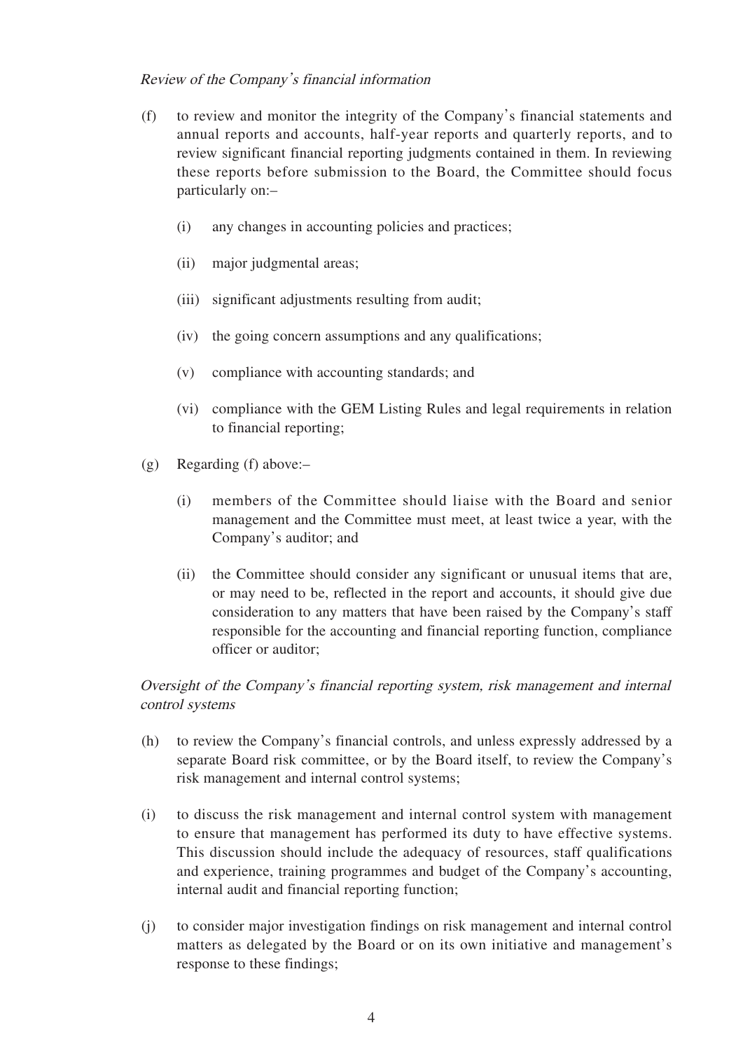*Review of the Company's financial information*

(f) to review and monitor the integrity of the Company's financial statements and annual reports and accounts, half-year reports and quarterly reports, and to review significant financial reporting judgments contained in them. In reviewing these reports before submission to the Board, the Committee should focus particularly on:–

  (i) any changes in accounting policies and practices;

  (ii) major judgmental areas;

  (iii) significant adjustments resulting from audit;

  (iv) the going concern assumptions and any qualifications;

  (v) compliance with accounting standards; and

  (vi) compliance with the GEM Listing Rules and legal requirements in relation to financial reporting;

(g) Regarding (f) above:–

  (i) members of the Committee should liaise with the Board and senior management and the Committee must meet, at least twice a year, with the Company's auditor; and

  (ii) the Committee should consider any significant or unusual items that are, or may need to be, reflected in the report and accounts, it should give due consideration to any matters that have been raised by the Company's staff responsible for the accounting and financial reporting function, compliance officer or auditor;

*Oversight of the Company's financial reporting system, risk management and internal control systems*

(h) to review the Company's financial controls, and unless expressly addressed by a separate Board risk committee, or by the Board itself, to review the Company's risk management and internal control systems;

(i) to discuss the risk management and internal control system with management to ensure that management has performed its duty to have effective systems. This discussion should include the adequacy of resources, staff qualifications and experience, training programmes and budget of the Company's accounting, internal audit and financial reporting function;

(j) to consider major investigation findings on risk management and internal control matters as delegated by the Board or on its own initiative and management's response to these findings;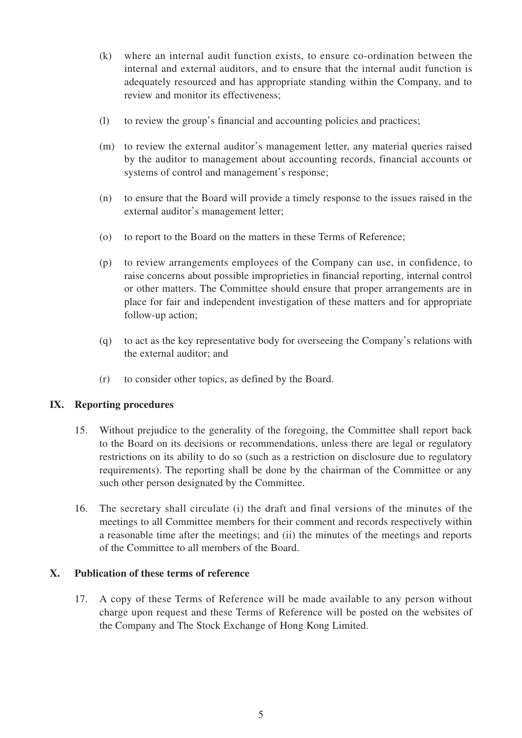(k) where an internal audit function exists, to ensure co-ordination between the internal and external auditors, and to ensure that the internal audit function is adequately resourced and has appropriate standing within the Company, and to review and monitor its effectiveness;

(l) to review the group's financial and accounting policies and practices;

(m) to review the external auditor's management letter, any material queries raised by the auditor to management about accounting records, financial accounts or systems of control and management's response;

(n) to ensure that the Board will provide a timely response to the issues raised in the external auditor's management letter;

(o) to report to the Board on the matters in these Terms of Reference;

(p) to review arrangements employees of the Company can use, in confidence, to raise concerns about possible improprieties in financial reporting, internal control or other matters. The Committee should ensure that proper arrangements are in place for fair and independent investigation of these matters and for appropriate follow-up action;

(q) to act as the key representative body for overseeing the Company's relations with the external auditor; and

(r) to consider other topics, as defined by the Board.

## IX. Reporting procedures

15. Without prejudice to the generality of the foregoing, the Committee shall report back to the Board on its decisions or recommendations, unless there are legal or regulatory restrictions on its ability to do so (such as a restriction on disclosure due to regulatory requirements). The reporting shall be done by the chairman of the Committee or any such other person designated by the Committee.

16. The secretary shall circulate (i) the draft and final versions of the minutes of the meetings to all Committee members for their comment and records respectively within a reasonable time after the meetings; and (ii) the minutes of the meetings and reports of the Committee to all members of the Board.

## X. Publication of these terms of reference

17. A copy of these Terms of Reference will be made available to any person without charge upon request and these Terms of Reference will be posted on the websites of the Company and The Stock Exchange of Hong Kong Limited.